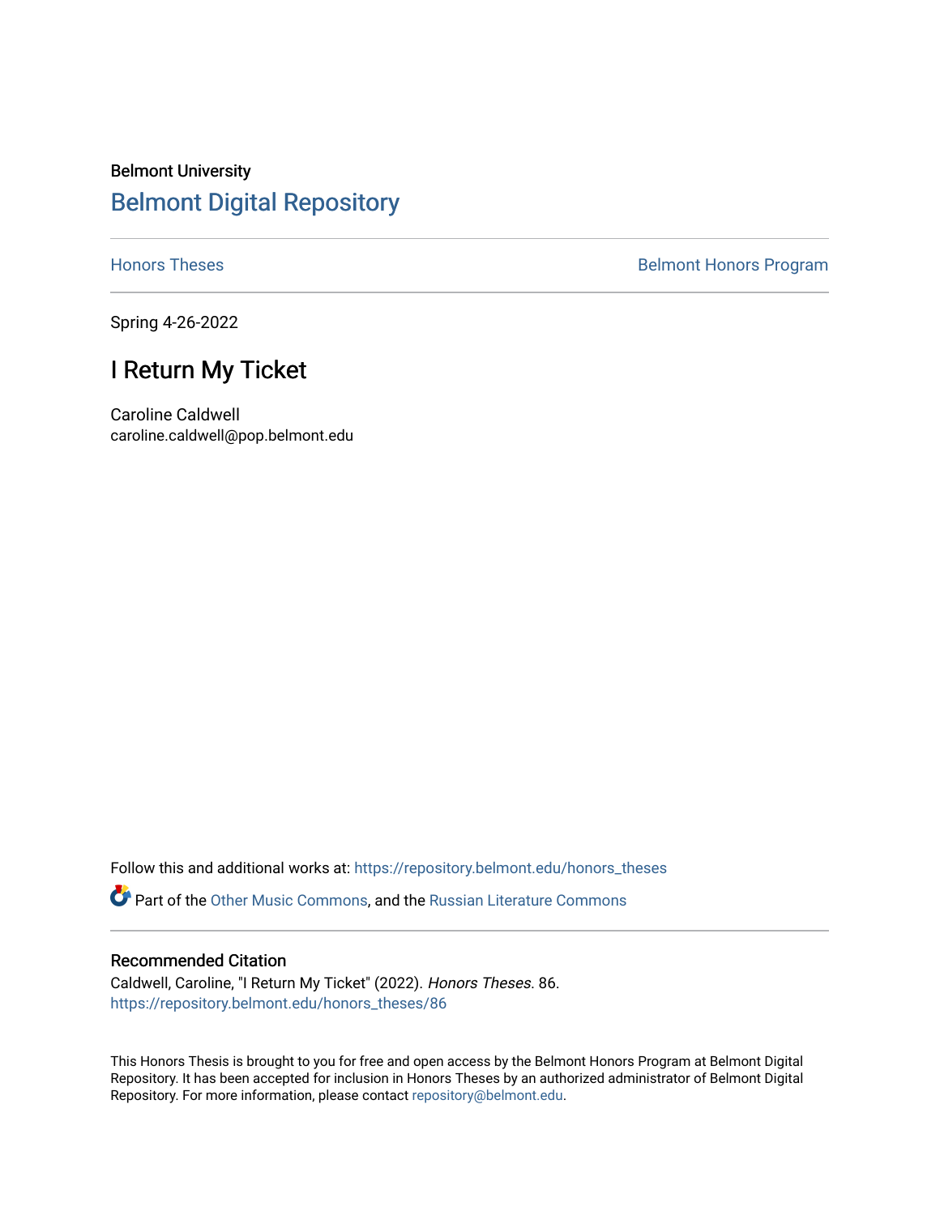Belmont University

# Belmont Digital Repository

Honors Theses | Belmont Honors Program

Spring 4-26-2022

## I Return My Ticket

Caroline Caldwell
caroline.caldwell@pop.belmont.edu

Follow this and additional works at: https://repository.belmont.edu/honors_theses

Part of the Other Music Commons, and the Russian Literature Commons

### Recommended Citation

Caldwell, Caroline, "I Return My Ticket" (2022). *Honors Theses*. 86.
https://repository.belmont.edu/honors_theses/86

This Honors Thesis is brought to you for free and open access by the Belmont Honors Program at Belmont Digital Repository. It has been accepted for inclusion in Honors Theses by an authorized administrator of Belmont Digital Repository. For more information, please contact repository@belmont.edu.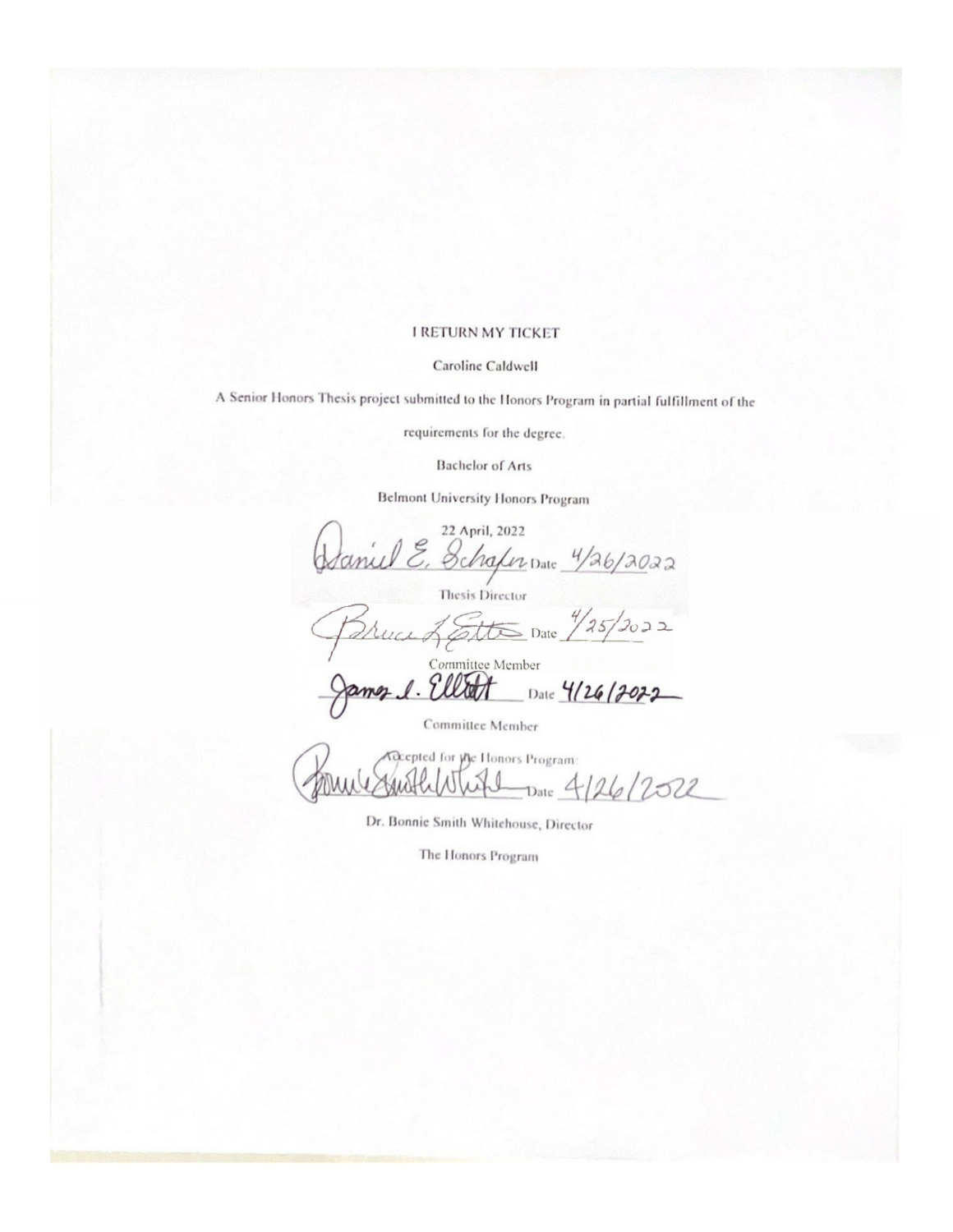I RETURN MY TICKET

Caroline Caldwell

A Senior Honors Thesis project submitted to the Honors Program in partial fulfillment of the requirements for the degree.

Bachelor of Arts

Belmont University Honors Program

22 April, 2022

Daniel E. Schafer Date 4/26/2022

Thesis Director

Bruce L. Gatto Date 4/25/2022

Committee Member

James L. Elliott Date 4/26/2022

Committee Member

Accepted for the Honors Program:

Bonnie Smith Whitehouse Date 4/26/2022

Dr. Bonnie Smith Whitehouse, Director

The Honors Program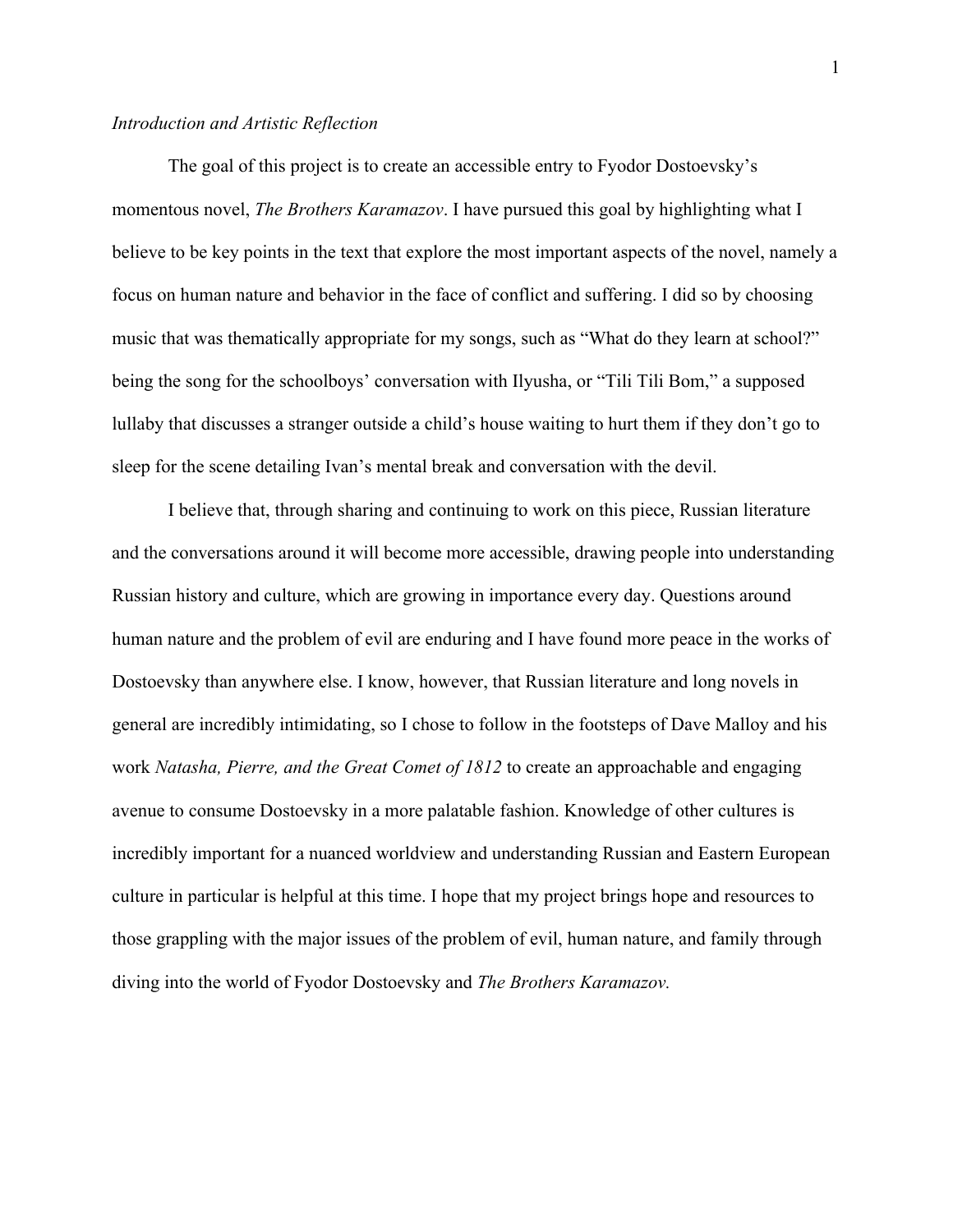*Introduction and Artistic Reflection*

The goal of this project is to create an accessible entry to Fyodor Dostoevsky's momentous novel, *The Brothers Karamazov*. I have pursued this goal by highlighting what I believe to be key points in the text that explore the most important aspects of the novel, namely a focus on human nature and behavior in the face of conflict and suffering. I did so by choosing music that was thematically appropriate for my songs, such as "What do they learn at school?" being the song for the schoolboys' conversation with Ilyusha, or "Tili Tili Bom," a supposed lullaby that discusses a stranger outside a child's house waiting to hurt them if they don't go to sleep for the scene detailing Ivan's mental break and conversation with the devil.

I believe that, through sharing and continuing to work on this piece, Russian literature and the conversations around it will become more accessible, drawing people into understanding Russian history and culture, which are growing in importance every day. Questions around human nature and the problem of evil are enduring and I have found more peace in the works of Dostoevsky than anywhere else. I know, however, that Russian literature and long novels in general are incredibly intimidating, so I chose to follow in the footsteps of Dave Malloy and his work *Natasha, Pierre, and the Great Comet of 1812* to create an approachable and engaging avenue to consume Dostoevsky in a more palatable fashion. Knowledge of other cultures is incredibly important for a nuanced worldview and understanding Russian and Eastern European culture in particular is helpful at this time. I hope that my project brings hope and resources to those grappling with the major issues of the problem of evil, human nature, and family through diving into the world of Fyodor Dostoevsky and *The Brothers Karamazov.*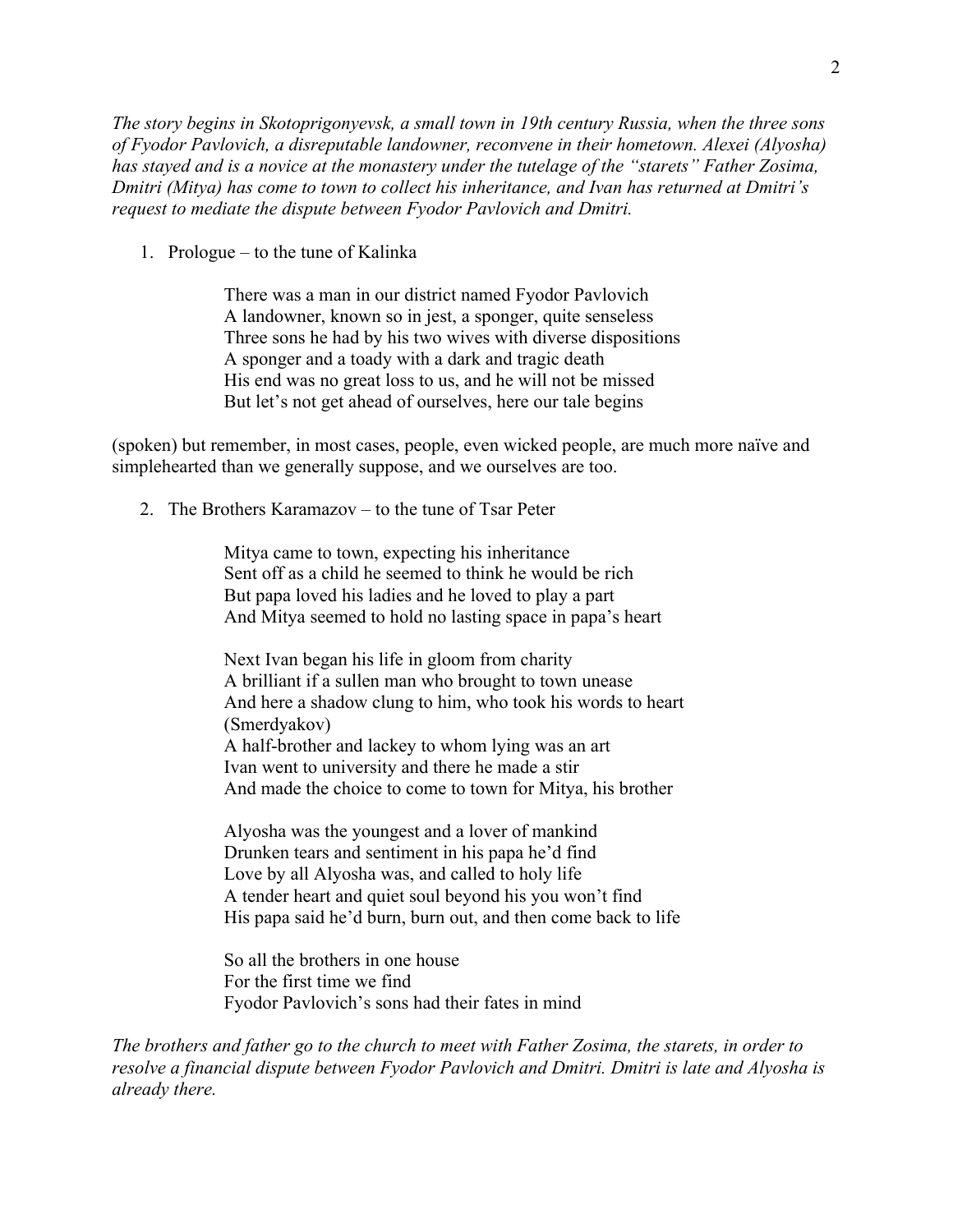*The story begins in Skotoprigonyevsk, a small town in 19th century Russia, when the three sons of Fyodor Pavlovich, a disreputable landowner, reconvene in their hometown. Alexei (Alyosha) has stayed and is a novice at the monastery under the tutelage of the "starets" Father Zosima, Dmitri (Mitya) has come to town to collect his inheritance, and Ivan has returned at Dmitri's request to mediate the dispute between Fyodor Pavlovich and Dmitri.*

1. Prologue – to the tune of Kalinka

   There was a man in our district named Fyodor Pavlovich  
   A landowner, known so in jest, a sponger, quite senseless  
   Three sons he had by his two wives with diverse dispositions  
   A sponger and a toady with a dark and tragic death  
   His end was no great loss to us, and he will not be missed  
   But let's not get ahead of ourselves, here our tale begins

(spoken) but remember, in most cases, people, even wicked people, are much more naïve and simplehearted than we generally suppose, and we ourselves are too.

2. The Brothers Karamazov – to the tune of Tsar Peter

   Mitya came to town, expecting his inheritance  
   Sent off as a child he seemed to think he would be rich  
   But papa loved his ladies and he loved to play a part  
   And Mitya seemed to hold no lasting space in papa's heart

   Next Ivan began his life in gloom from charity  
   A brilliant if a sullen man who brought to town unease  
   And here a shadow clung to him, who took his words to heart  
   (Smerdyakov)  
   A half-brother and lackey to whom lying was an art  
   Ivan went to university and there he made a stir  
   And made the choice to come to town for Mitya, his brother

   Alyosha was the youngest and a lover of mankind  
   Drunken tears and sentiment in his papa he'd find  
   Love by all Alyosha was, and called to holy life  
   A tender heart and quiet soul beyond his you won't find  
   His papa said he'd burn, burn out, and then come back to life

   So all the brothers in one house  
   For the first time we find  
   Fyodor Pavlovich's sons had their fates in mind

*The brothers and father go to the church to meet with Father Zosima, the starets, in order to resolve a financial dispute between Fyodor Pavlovich and Dmitri. Dmitri is late and Alyosha is already there.*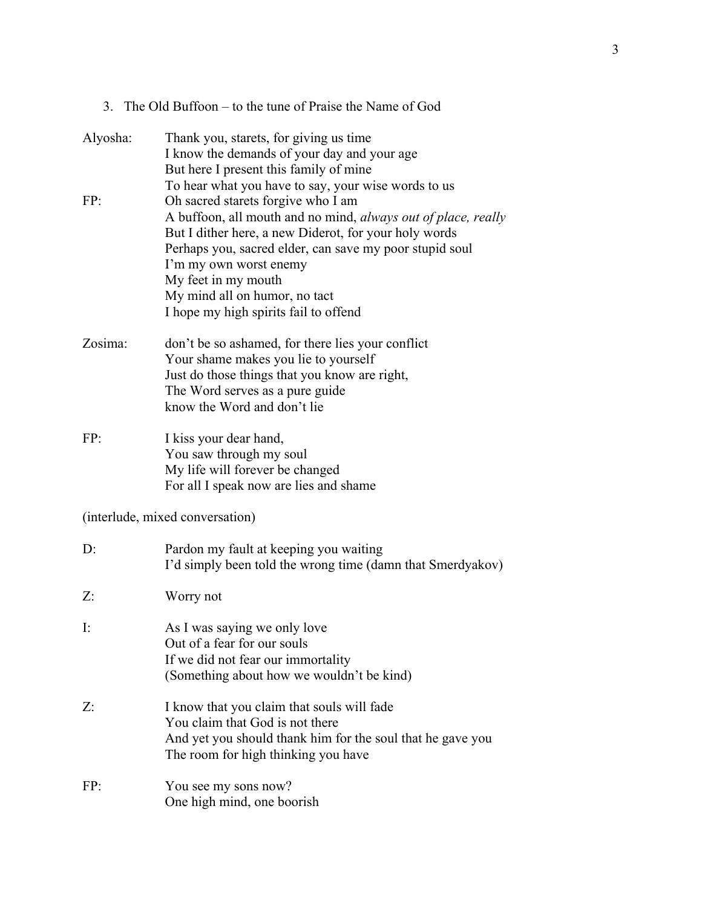3. The Old Buffoon – to the tune of Praise the Name of God

Alyosha: Thank you, starets, for giving us time
I know the demands of your day and your age
But here I present this family of mine
To hear what you have to say, your wise words to us

FP: Oh sacred starets forgive who I am
A buffoon, all mouth and no mind, *always out of place, really*
But I dither here, a new Diderot, for your holy words
Perhaps you, sacred elder, can save my poor stupid soul
I'm my own worst enemy
My feet in my mouth
My mind all on humor, no tact
I hope my high spirits fail to offend

Zosima: don't be so ashamed, for there lies your conflict
Your shame makes you lie to yourself
Just do those things that you know are right,
The Word serves as a pure guide
know the Word and don't lie

FP: I kiss your dear hand,
You saw through my soul
My life will forever be changed
For all I speak now are lies and shame

(interlude, mixed conversation)

D: Pardon my fault at keeping you waiting
I'd simply been told the wrong time (damn that Smerdyakov)

Z: Worry not

I: As I was saying we only love
Out of a fear for our souls
If we did not fear our immortality
(Something about how we wouldn't be kind)

Z: I know that you claim that souls will fade
You claim that God is not there
And yet you should thank him for the soul that he gave you
The room for high thinking you have

FP: You see my sons now?
One high mind, one boorish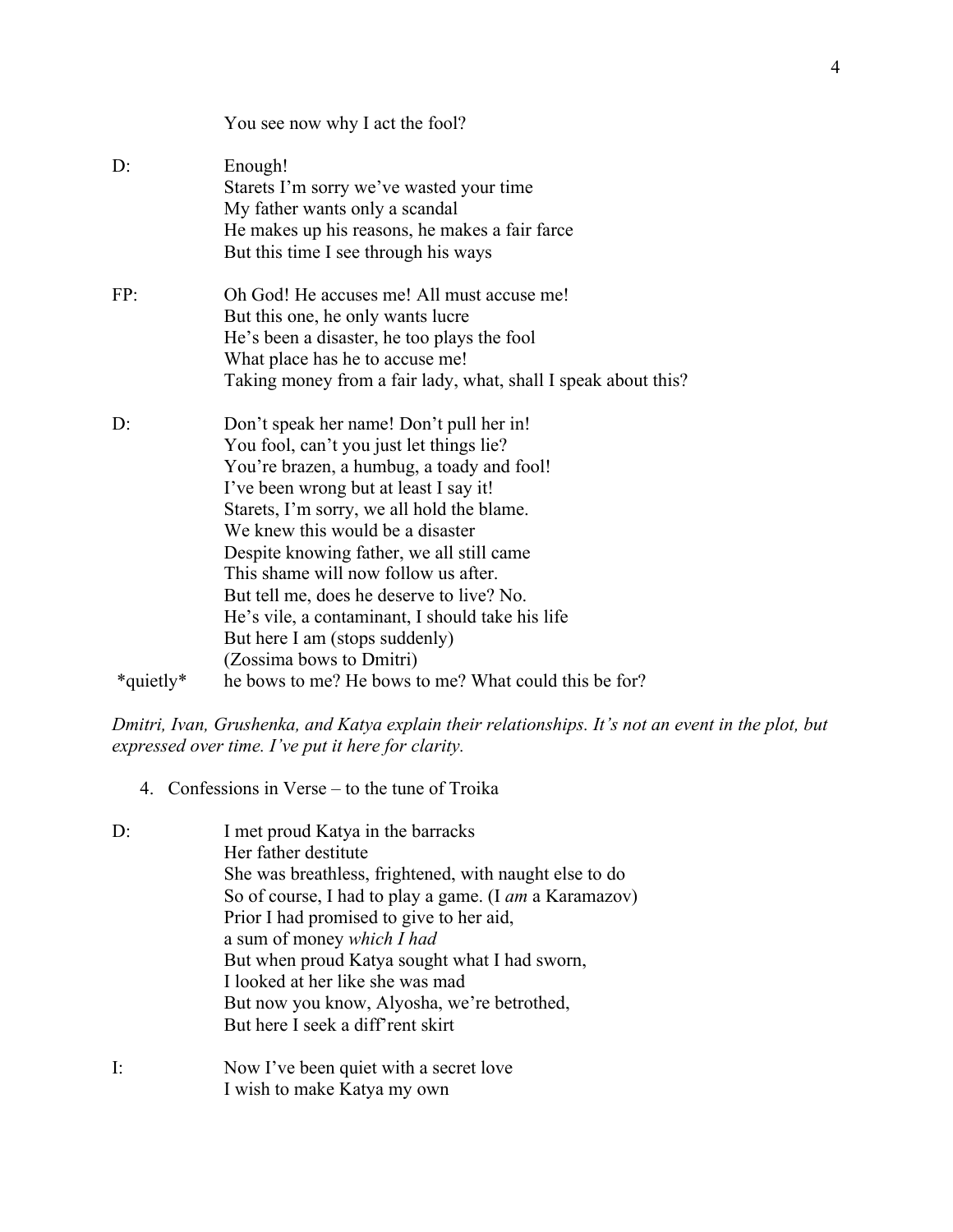You see now why I act the fool?

D: Enough!
Starets I'm sorry we've wasted your time
My father wants only a scandal
He makes up his reasons, he makes a fair farce
But this time I see through his ways

FP: Oh God! He accuses me! All must accuse me!
But this one, he only wants lucre
He's been a disaster, he too plays the fool
What place has he to accuse me!
Taking money from a fair lady, what, shall I speak about this?

D: Don't speak her name! Don't pull her in!
You fool, can't you just let things lie?
You're brazen, a humbug, a toady and fool!
I've been wrong but at least I say it!
Starets, I'm sorry, we all hold the blame.
We knew this would be a disaster
Despite knowing father, we all still came
This shame will now follow us after.
But tell me, does he deserve to live? No.
He's vile, a contaminant, I should take his life
But here I am (stops suddenly)
(Zossima bows to Dmitri)
*quietly* he bows to me? He bows to me? What could this be for?

*Dmitri, Ivan, Grushenka, and Katya explain their relationships. It's not an event in the plot, but expressed over time. I've put it here for clarity.*

4. Confessions in Verse – to the tune of Troika

D: I met proud Katya in the barracks
Her father destitute
She was breathless, frightened, with naught else to do
So of course, I had to play a game. (I *am* a Karamazov)
Prior I had promised to give to her aid,
a sum of money *which I had*
But when proud Katya sought what I had sworn,
I looked at her like she was mad
But now you know, Alyosha, we're betrothed,
But here I seek a diff'rent skirt

I: Now I've been quiet with a secret love
I wish to make Katya my own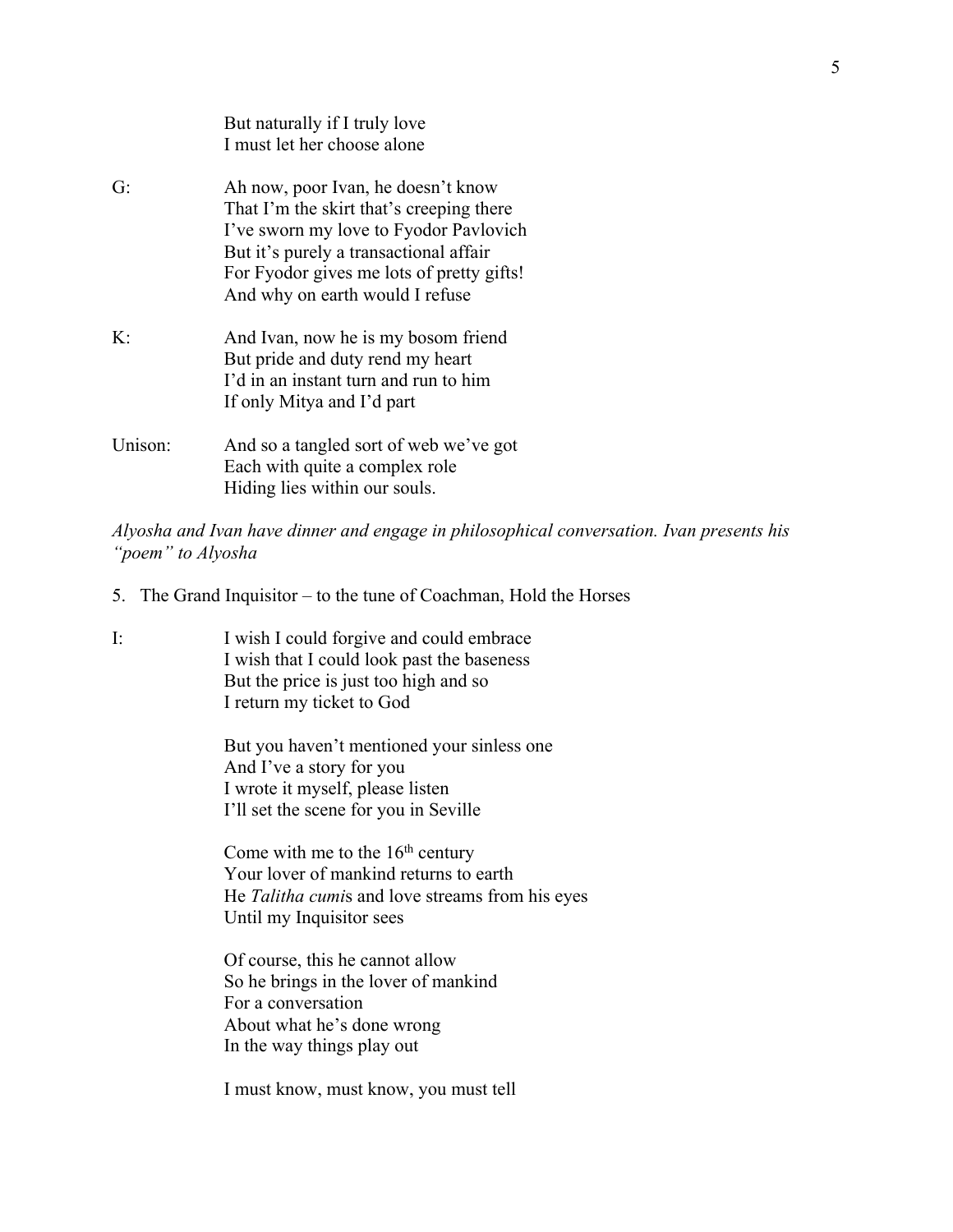But naturally if I truly love
I must let her choose alone

G: Ah now, poor Ivan, he doesn't know
That I'm the skirt that's creeping there
I've sworn my love to Fyodor Pavlovich
But it's purely a transactional affair
For Fyodor gives me lots of pretty gifts!
And why on earth would I refuse

K: And Ivan, now he is my bosom friend
But pride and duty rend my heart
I'd in an instant turn and run to him
If only Mitya and I'd part

Unison: And so a tangled sort of web we've got
Each with quite a complex role
Hiding lies within our souls.

*Alyosha and Ivan have dinner and engage in philosophical conversation. Ivan presents his "poem" to Alyosha*

5. The Grand Inquisitor – to the tune of Coachman, Hold the Horses

I: I wish I could forgive and could embrace
I wish that I could look past the baseness
But the price is just too high and so
I return my ticket to God

But you haven't mentioned your sinless one
And I've a story for you
I wrote it myself, please listen
I'll set the scene for you in Seville

Come with me to the 16th century
Your lover of mankind returns to earth
He *Talitha cumi*s and love streams from his eyes
Until my Inquisitor sees

Of course, this he cannot allow
So he brings in the lover of mankind
For a conversation
About what he's done wrong
In the way things play out

I must know, must know, you must tell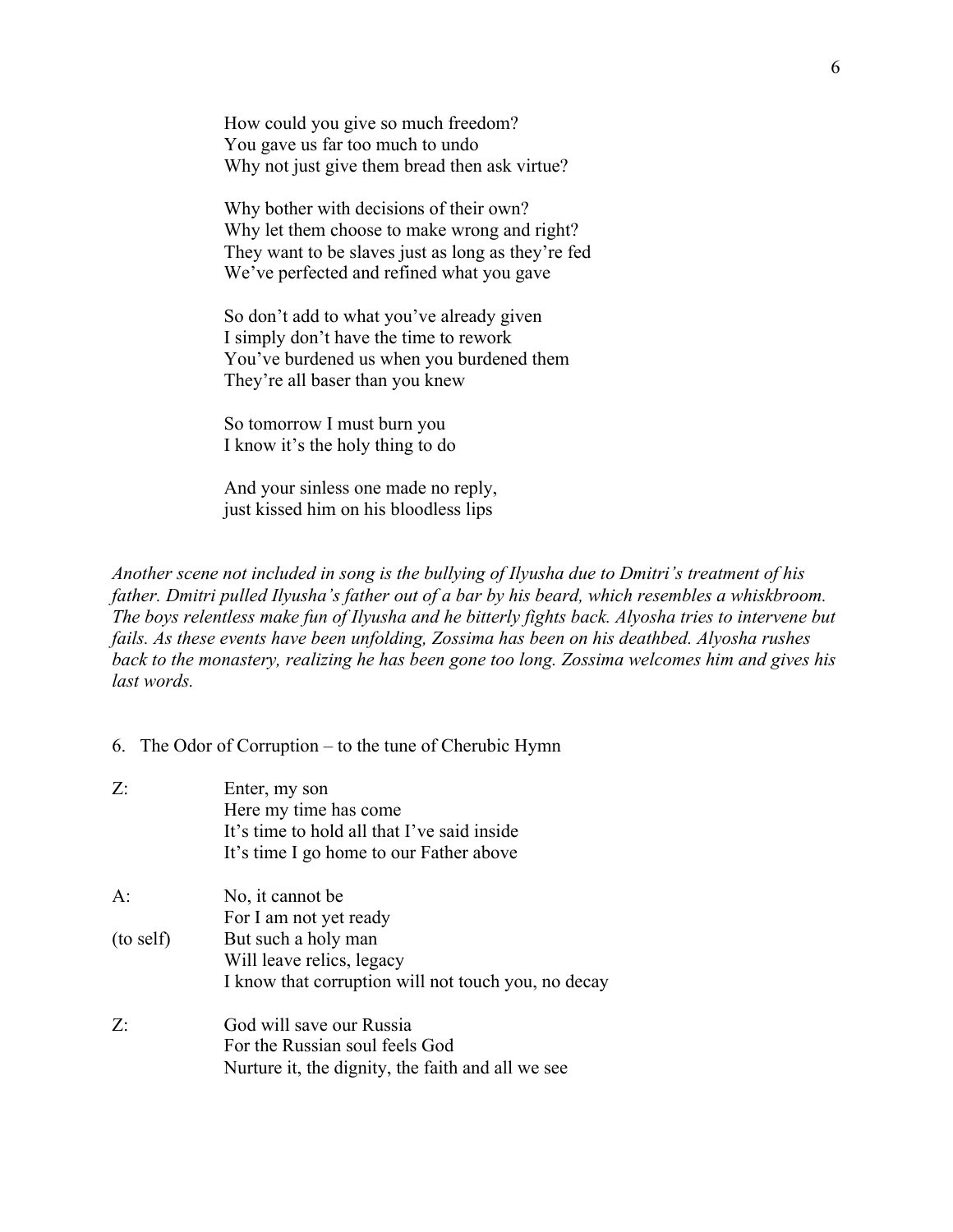How could you give so much freedom?
You gave us far too much to undo
Why not just give them bread then ask virtue?

Why bother with decisions of their own?
Why let them choose to make wrong and right?
They want to be slaves just as long as they're fed
We've perfected and refined what you gave

So don't add to what you've already given
I simply don't have the time to rework
You've burdened us when you burdened them
They're all baser than you knew

So tomorrow I must burn you
I know it's the holy thing to do

And your sinless one made no reply,
just kissed him on his bloodless lips

*Another scene not included in song is the bullying of Ilyusha due to Dmitri's treatment of his father. Dmitri pulled Ilyusha's father out of a bar by his beard, which resembles a whiskbroom. The boys relentless make fun of Ilyusha and he bitterly fights back. Alyosha tries to intervene but fails. As these events have been unfolding, Zossima has been on his deathbed. Alyosha rushes back to the monastery, realizing he has been gone too long. Zossima welcomes him and gives his last words.*

6. The Odor of Corruption – to the tune of Cherubic Hymn

Z: Enter, my son
Here my time has come
It's time to hold all that I've said inside
It's time I go home to our Father above

A: No, it cannot be
For I am not yet ready
(to self) But such a holy man
Will leave relics, legacy
I know that corruption will not touch you, no decay

Z: God will save our Russia
For the Russian soul feels God
Nurture it, the dignity, the faith and all we see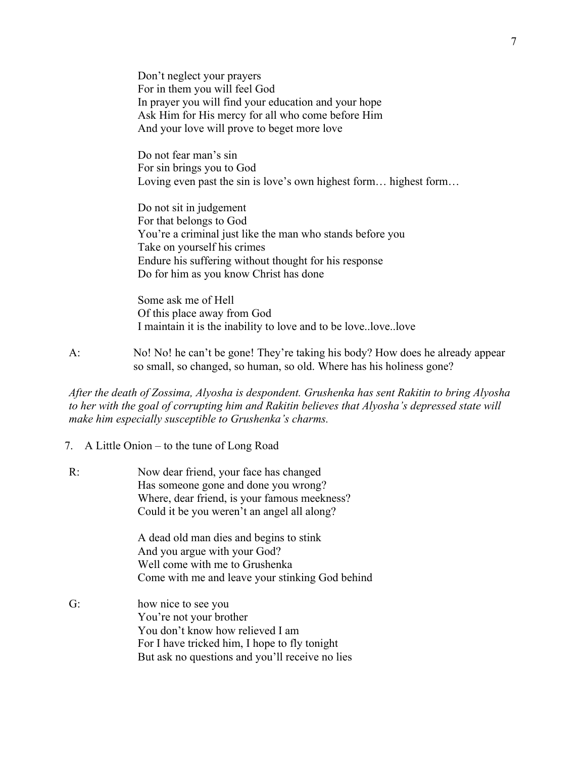Don't neglect your prayers
For in them you will feel God
In prayer you will find your education and your hope
Ask Him for His mercy for all who come before Him
And your love will prove to beget more love

Do not fear man's sin
For sin brings you to God
Loving even past the sin is love's own highest form… highest form…

Do not sit in judgement
For that belongs to God
You're a criminal just like the man who stands before you
Take on yourself his crimes
Endure his suffering without thought for his response
Do for him as you know Christ has done

Some ask me of Hell
Of this place away from God
I maintain it is the inability to love and to be love..love..love

A: No! No! he can't be gone! They're taking his body? How does he already appear so small, so changed, so human, so old. Where has his holiness gone?

*After the death of Zossima, Alyosha is despondent. Grushenka has sent Rakitin to bring Alyosha to her with the goal of corrupting him and Rakitin believes that Alyosha's depressed state will make him especially susceptible to Grushenka's charms.*

7. A Little Onion – to the tune of Long Road

R: Now dear friend, your face has changed
Has someone gone and done you wrong?
Where, dear friend, is your famous meekness?
Could it be you weren't an angel all along?

A dead old man dies and begins to stink
And you argue with your God?
Well come with me to Grushenka
Come with me and leave your stinking God behind

G: how nice to see you
You're not your brother
You don't know how relieved I am
For I have tricked him, I hope to fly tonight
But ask no questions and you'll receive no lies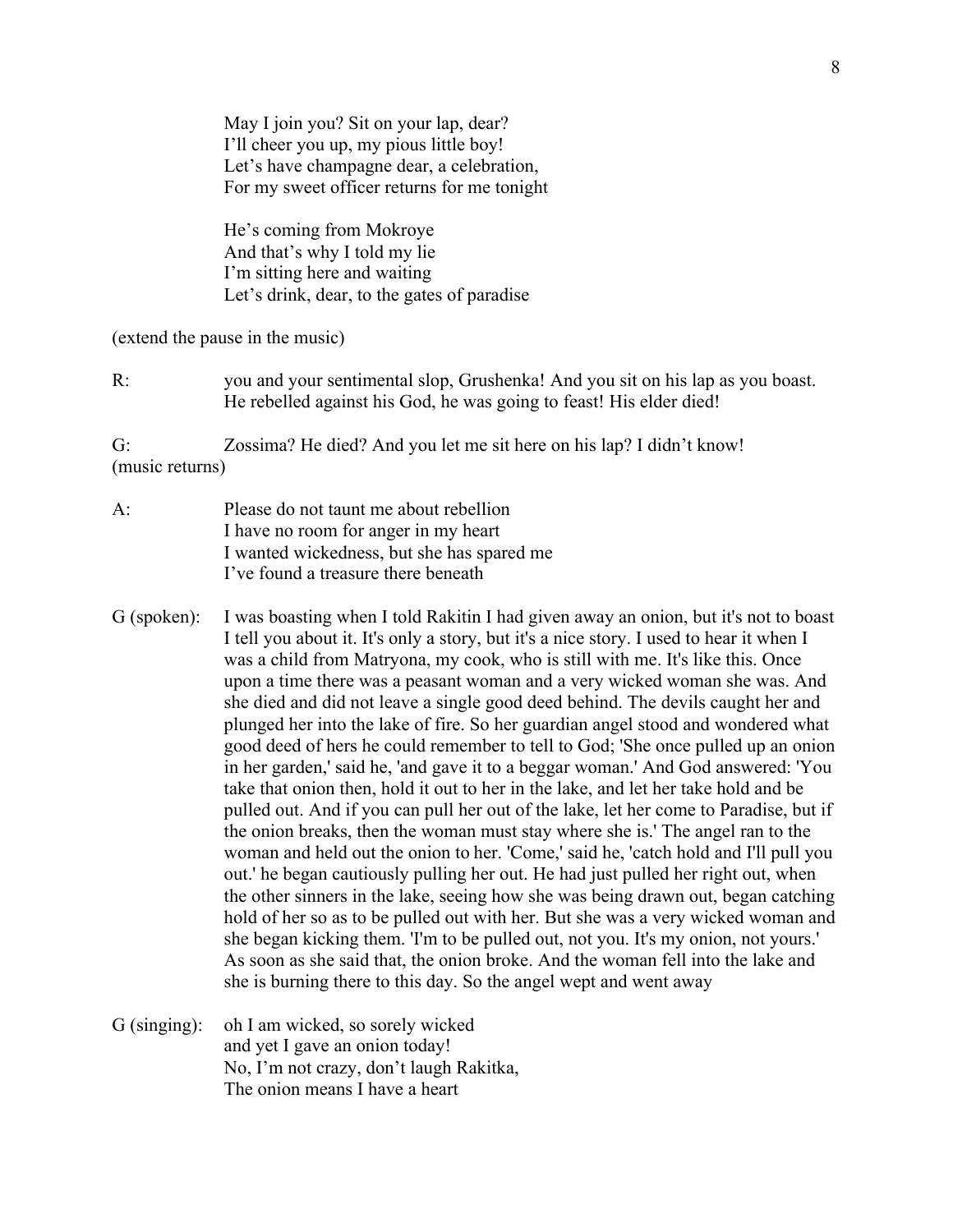May I join you? Sit on your lap, dear?
I'll cheer you up, my pious little boy!
Let's have champagne dear, a celebration,
For my sweet officer returns for me tonight

He's coming from Mokroye
And that's why I told my lie
I'm sitting here and waiting
Let's drink, dear, to the gates of paradise

(extend the pause in the music)

R: you and your sentimental slop, Grushenka! And you sit on his lap as you boast. He rebelled against his God, he was going to feast! His elder died!

G: Zossima? He died? And you let me sit here on his lap? I didn't know!
(music returns)

A: Please do not taunt me about rebellion
I have no room for anger in my heart
I wanted wickedness, but she has spared me
I've found a treasure there beneath

G (spoken): I was boasting when I told Rakitin I had given away an onion, but it's not to boast I tell you about it. It's only a story, but it's a nice story. I used to hear it when I was a child from Matryona, my cook, who is still with me. It's like this. Once upon a time there was a peasant woman and a very wicked woman she was. And she died and did not leave a single good deed behind. The devils caught her and plunged her into the lake of fire. So her guardian angel stood and wondered what good deed of hers he could remember to tell to God; 'She once pulled up an onion in her garden,' said he, 'and gave it to a beggar woman.' And God answered: 'You take that onion then, hold it out to her in the lake, and let her take hold and be pulled out. And if you can pull her out of the lake, let her come to Paradise, but if the onion breaks, then the woman must stay where she is.' The angel ran to the woman and held out the onion to her. 'Come,' said he, 'catch hold and I'll pull you out.' he began cautiously pulling her out. He had just pulled her right out, when the other sinners in the lake, seeing how she was being drawn out, began catching hold of her so as to be pulled out with her. But she was a very wicked woman and she began kicking them. 'I'm to be pulled out, not you. It's my onion, not yours.' As soon as she said that, the onion broke. And the woman fell into the lake and she is burning there to this day. So the angel wept and went away

G (singing): oh I am wicked, so sorely wicked
and yet I gave an onion today!
No, I'm not crazy, don't laugh Rakitka,
The onion means I have a heart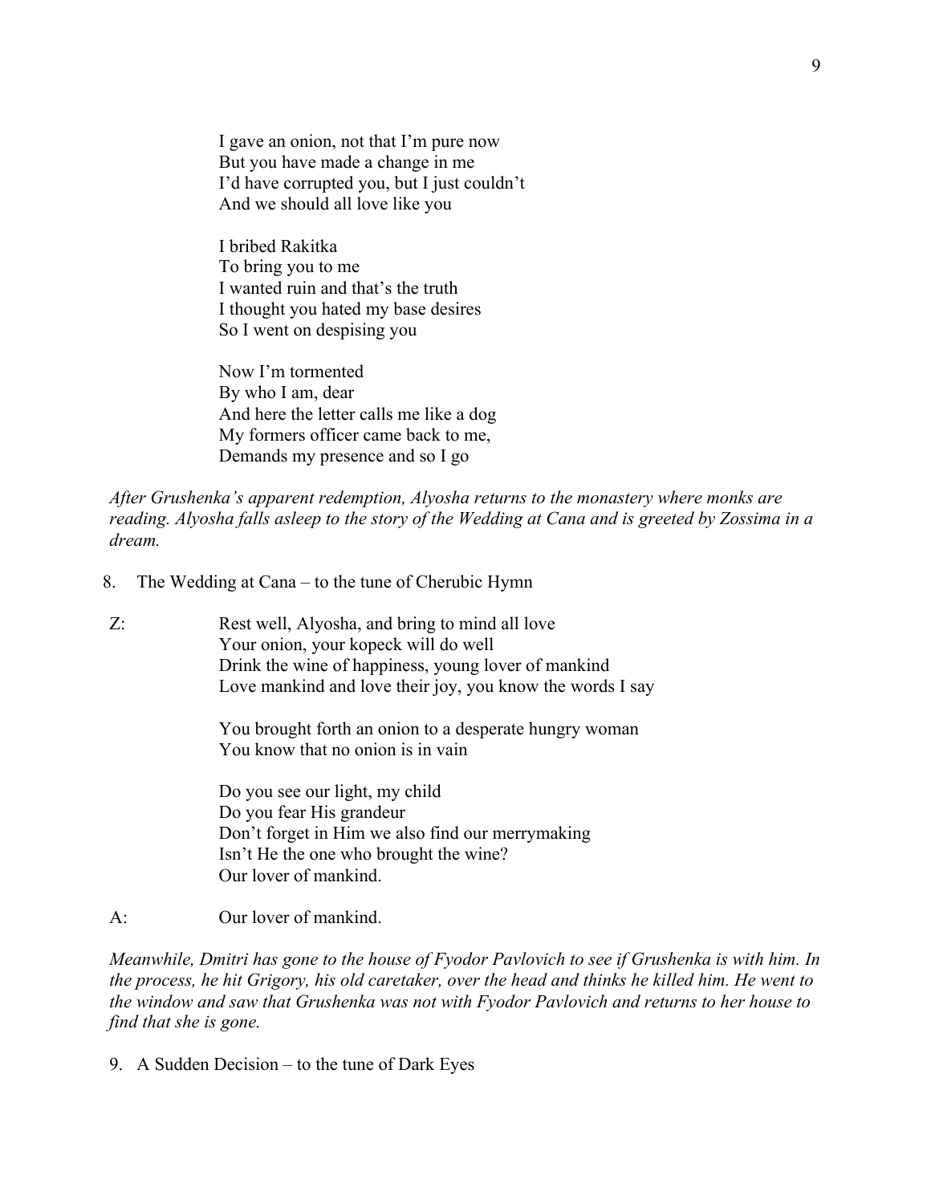I gave an onion, not that I'm pure now  
But you have made a change in me  
I'd have corrupted you, but I just couldn't  
And we should all love like you

I bribed Rakitka  
To bring you to me  
I wanted ruin and that's the truth  
I thought you hated my base desires  
So I went on despising you

Now I'm tormented  
By who I am, dear  
And here the letter calls me like a dog  
My formers officer came back to me,  
Demands my presence and so I go

*After Grushenka's apparent redemption, Alyosha returns to the monastery where monks are reading. Alyosha falls asleep to the story of the Wedding at Cana and is greeted by Zossima in a dream.*

8. The Wedding at Cana – to the tune of Cherubic Hymn

Z: Rest well, Alyosha, and bring to mind all love  
Your onion, your kopeck will do well  
Drink the wine of happiness, young lover of mankind  
Love mankind and love their joy, you know the words I say

You brought forth an onion to a desperate hungry woman  
You know that no onion is in vain

Do you see our light, my child  
Do you fear His grandeur  
Don't forget in Him we also find our merrymaking  
Isn't He the one who brought the wine?  
Our lover of mankind.

A: Our lover of mankind.

*Meanwhile, Dmitri has gone to the house of Fyodor Pavlovich to see if Grushenka is with him. In the process, he hit Grigory, his old caretaker, over the head and thinks he killed him. He went to the window and saw that Grushenka was not with Fyodor Pavlovich and returns to her house to find that she is gone.*

9. A Sudden Decision – to the tune of Dark Eyes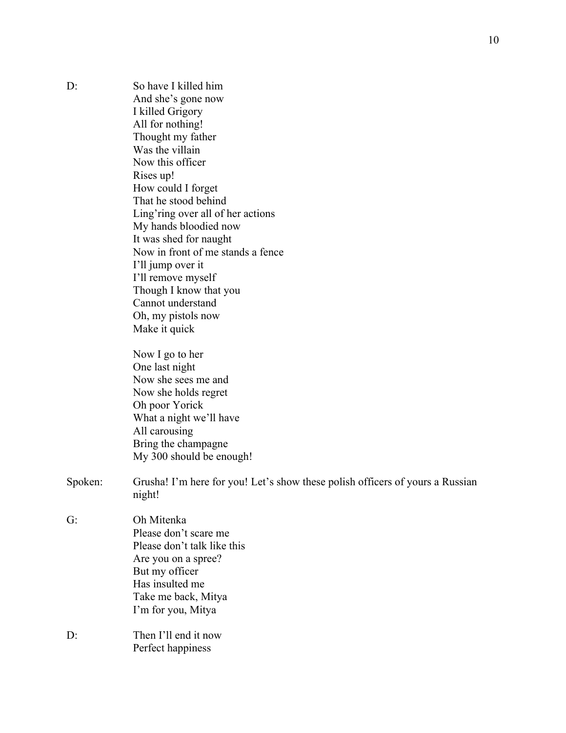D: So have I killed him
And she's gone now
I killed Grigory
All for nothing!
Thought my father
Was the villain
Now this officer
Rises up!
How could I forget
That he stood behind
Ling'ring over all of her actions
My hands bloodied now
It was shed for naught
Now in front of me stands a fence
I'll jump over it
I'll remove myself
Though I know that you
Cannot understand
Oh, my pistols now
Make it quick

Now I go to her
One last night
Now she sees me and
Now she holds regret
Oh poor Yorick
What a night we'll have
All carousing
Bring the champagne
My 300 should be enough!

Spoken: Grusha! I'm here for you! Let's show these polish officers of yours a Russian night!

G: Oh Mitenka
Please don't scare me
Please don't talk like this
Are you on a spree?
But my officer
Has insulted me
Take me back, Mitya
I'm for you, Mitya

D: Then I'll end it now
Perfect happiness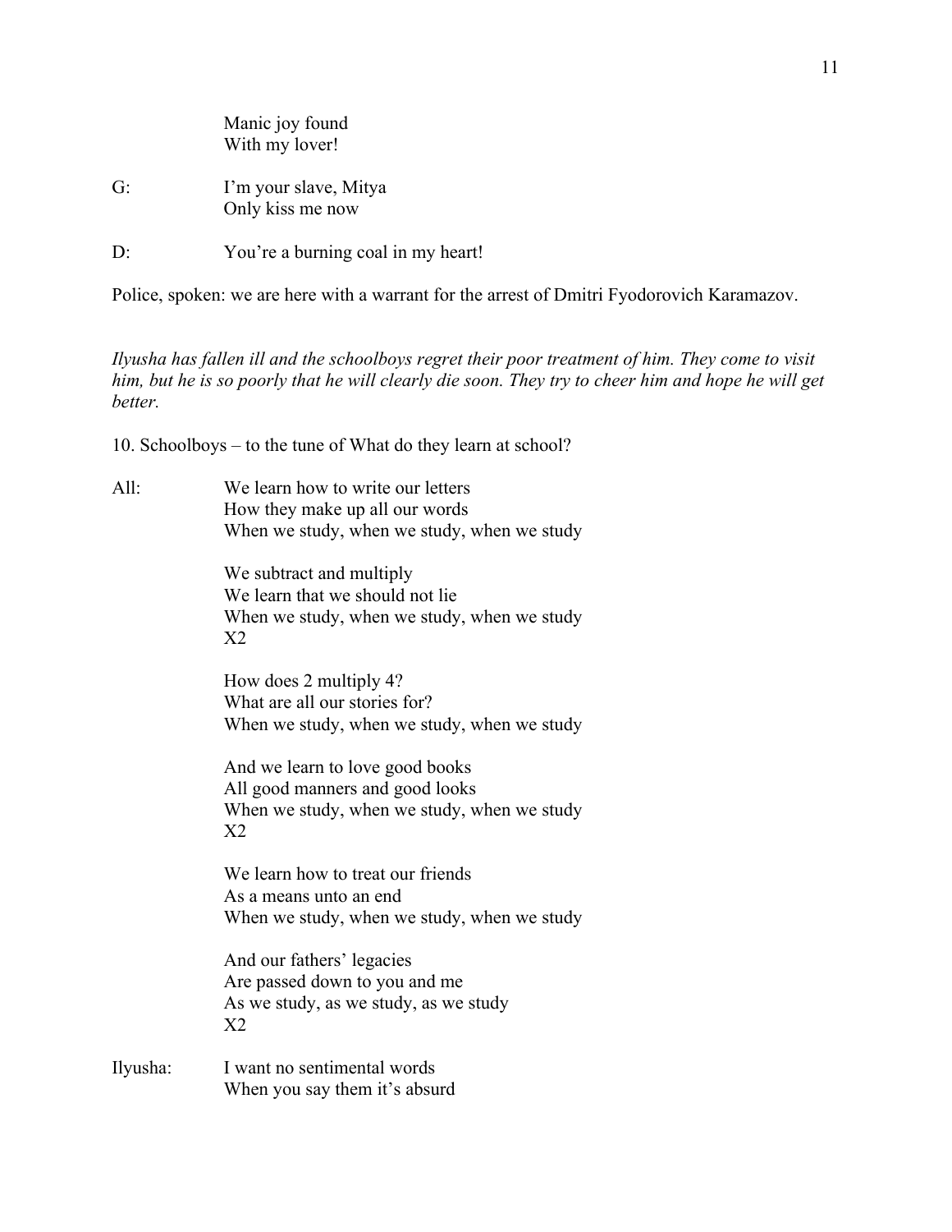Manic joy found
With my lover!

G: I'm your slave, Mitya
Only kiss me now

D: You're a burning coal in my heart!

Police, spoken: we are here with a warrant for the arrest of Dmitri Fyodorovich Karamazov.

*Ilyusha has fallen ill and the schoolboys regret their poor treatment of him. They come to visit him, but he is so poorly that he will clearly die soon. They try to cheer him and hope he will get better.*

10. Schoolboys – to the tune of What do they learn at school?

All: We learn how to write our letters
How they make up all our words
When we study, when we study, when we study

We subtract and multiply
We learn that we should not lie
When we study, when we study, when we study
X2

How does 2 multiply 4?
What are all our stories for?
When we study, when we study, when we study

And we learn to love good books
All good manners and good looks
When we study, when we study, when we study
X2

We learn how to treat our friends
As a means unto an end
When we study, when we study, when we study

And our fathers' legacies
Are passed down to you and me
As we study, as we study, as we study
X2

Ilyusha: I want no sentimental words
When you say them it's absurd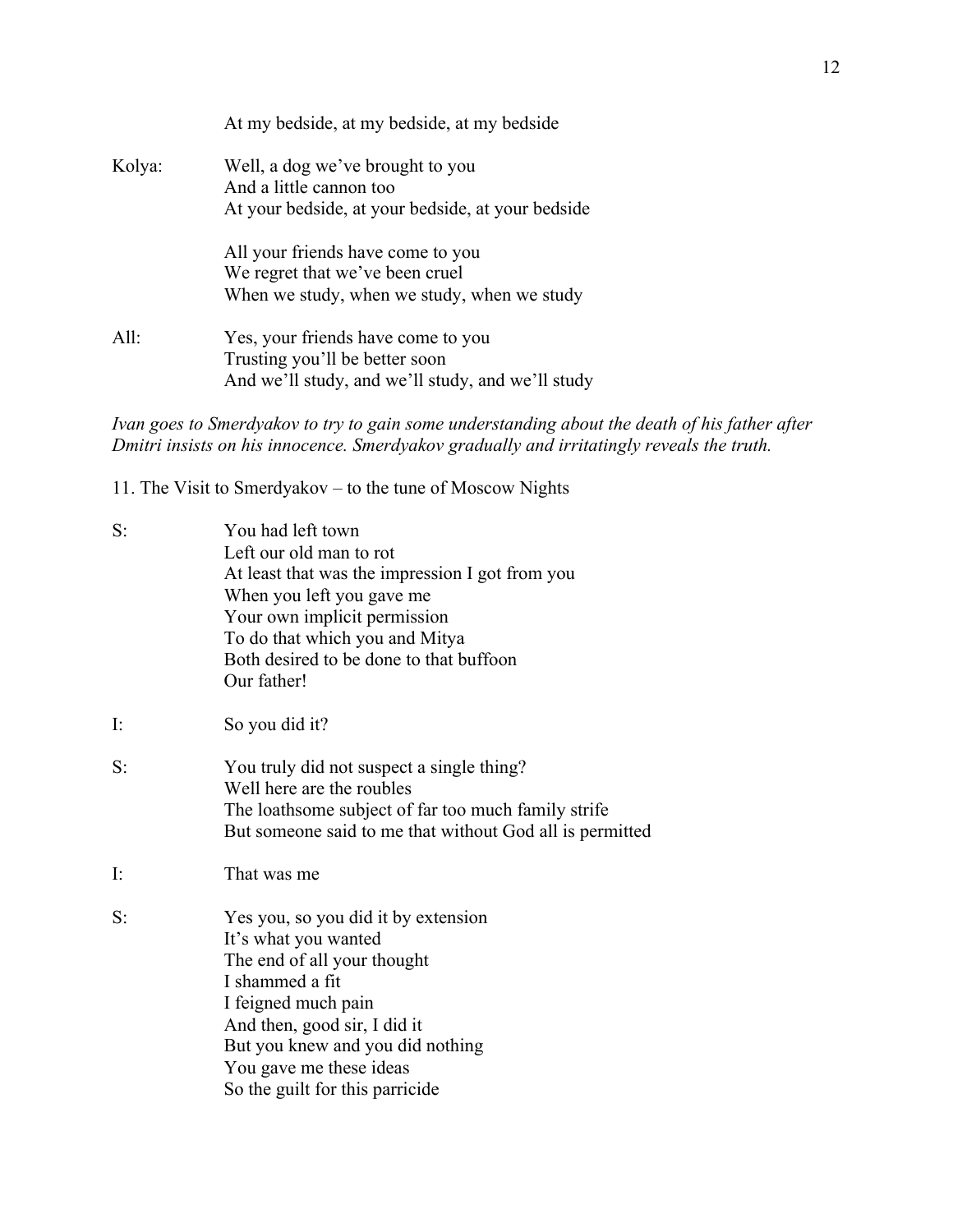At my bedside, at my bedside, at my bedside

Kolya: Well, a dog we've brought to you
And a little cannon too
At your bedside, at your bedside, at your bedside

All your friends have come to you
We regret that we've been cruel
When we study, when we study, when we study

All: Yes, your friends have come to you
Trusting you'll be better soon
And we'll study, and we'll study, and we'll study

*Ivan goes to Smerdyakov to try to gain some understanding about the death of his father after Dmitri insists on his innocence. Smerdyakov gradually and irritatingly reveals the truth.*

11. The Visit to Smerdyakov – to the tune of Moscow Nights

S: You had left town
Left our old man to rot
At least that was the impression I got from you
When you left you gave me
Your own implicit permission
To do that which you and Mitya
Both desired to be done to that buffoon
Our father!

I: So you did it?

S: You truly did not suspect a single thing?
Well here are the roubles
The loathsome subject of far too much family strife
But someone said to me that without God all is permitted

I: That was me

S: Yes you, so you did it by extension
It's what you wanted
The end of all your thought
I shammed a fit
I feigned much pain
And then, good sir, I did it
But you knew and you did nothing
You gave me these ideas
So the guilt for this parricide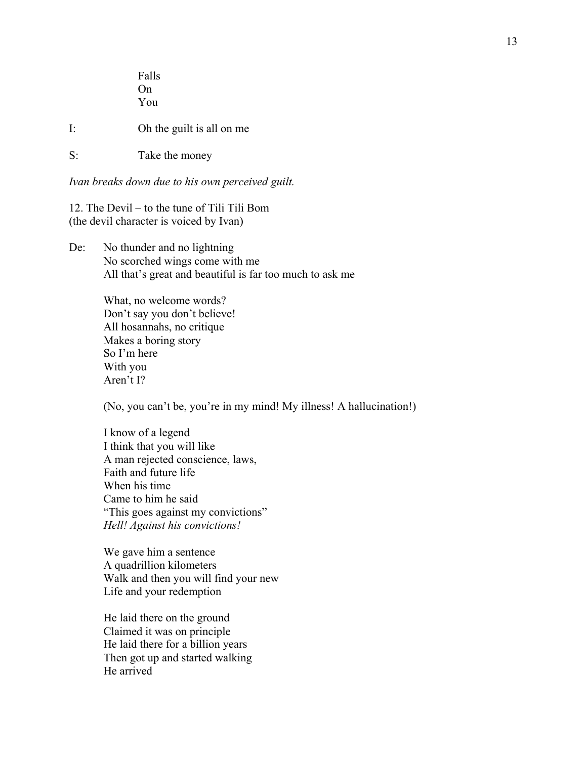Falls
On
You

I: Oh the guilt is all on me

S: Take the money

*Ivan breaks down due to his own perceived guilt.*

12. The Devil – to the tune of Tili Tili Bom
(the devil character is voiced by Ivan)

De: No thunder and no lightning
No scorched wings come with me
All that's great and beautiful is far too much to ask me

What, no welcome words?
Don't say you don't believe!
All hosannahs, no critique
Makes a boring story
So I'm here
With you
Aren't I?

(No, you can't be, you're in my mind! My illness! A hallucination!)

I know of a legend
I think that you will like
A man rejected conscience, laws,
Faith and future life
When his time
Came to him he said
"This goes against my convictions"
*Hell! Against his convictions!*

We gave him a sentence
A quadrillion kilometers
Walk and then you will find your new
Life and your redemption

He laid there on the ground
Claimed it was on principle
He laid there for a billion years
Then got up and started walking
He arrived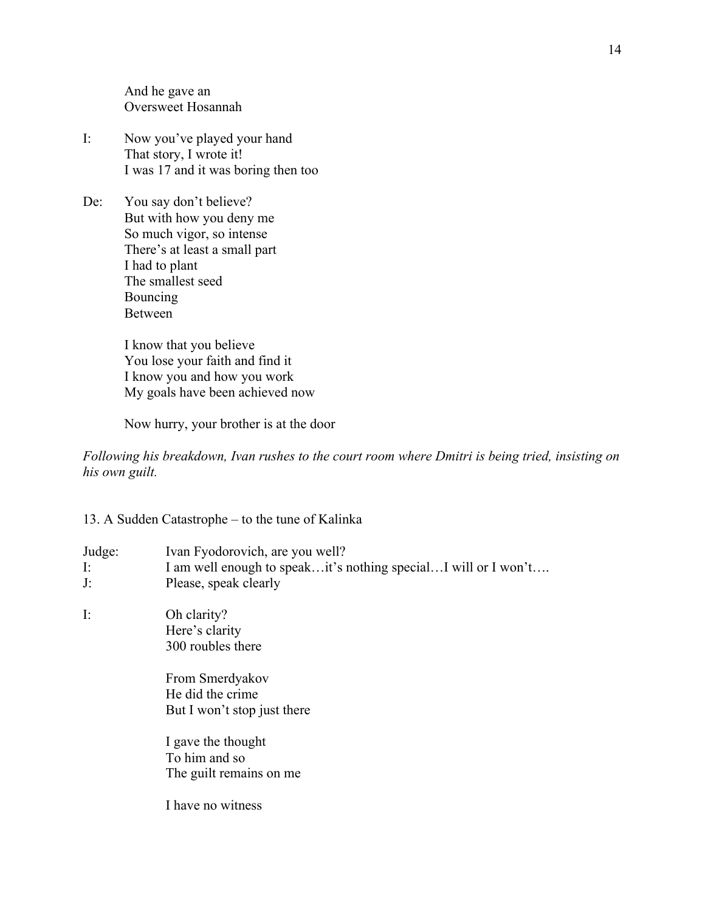And he gave an  
Oversweet Hosannah

I: Now you've played your hand  
That story, I wrote it!  
I was 17 and it was boring then too

De: You say don't believe?  
But with how you deny me  
So much vigor, so intense  
There's at least a small part  
I had to plant  
The smallest seed  
Bouncing  
Between

I know that you believe  
You lose your faith and find it  
I know you and how you work  
My goals have been achieved now

Now hurry, your brother is at the door

*Following his breakdown, Ivan rushes to the court room where Dmitri is being tried, insisting on his own guilt.*

13. A Sudden Catastrophe – to the tune of Kalinka

Judge: Ivan Fyodorovich, are you well?  
I: I am well enough to speak…it's nothing special…I will or I won't….  
J: Please, speak clearly

I: Oh clarity?  
Here's clarity  
300 roubles there

From Smerdyakov  
He did the crime  
But I won't stop just there

I gave the thought  
To him and so  
The guilt remains on me

I have no witness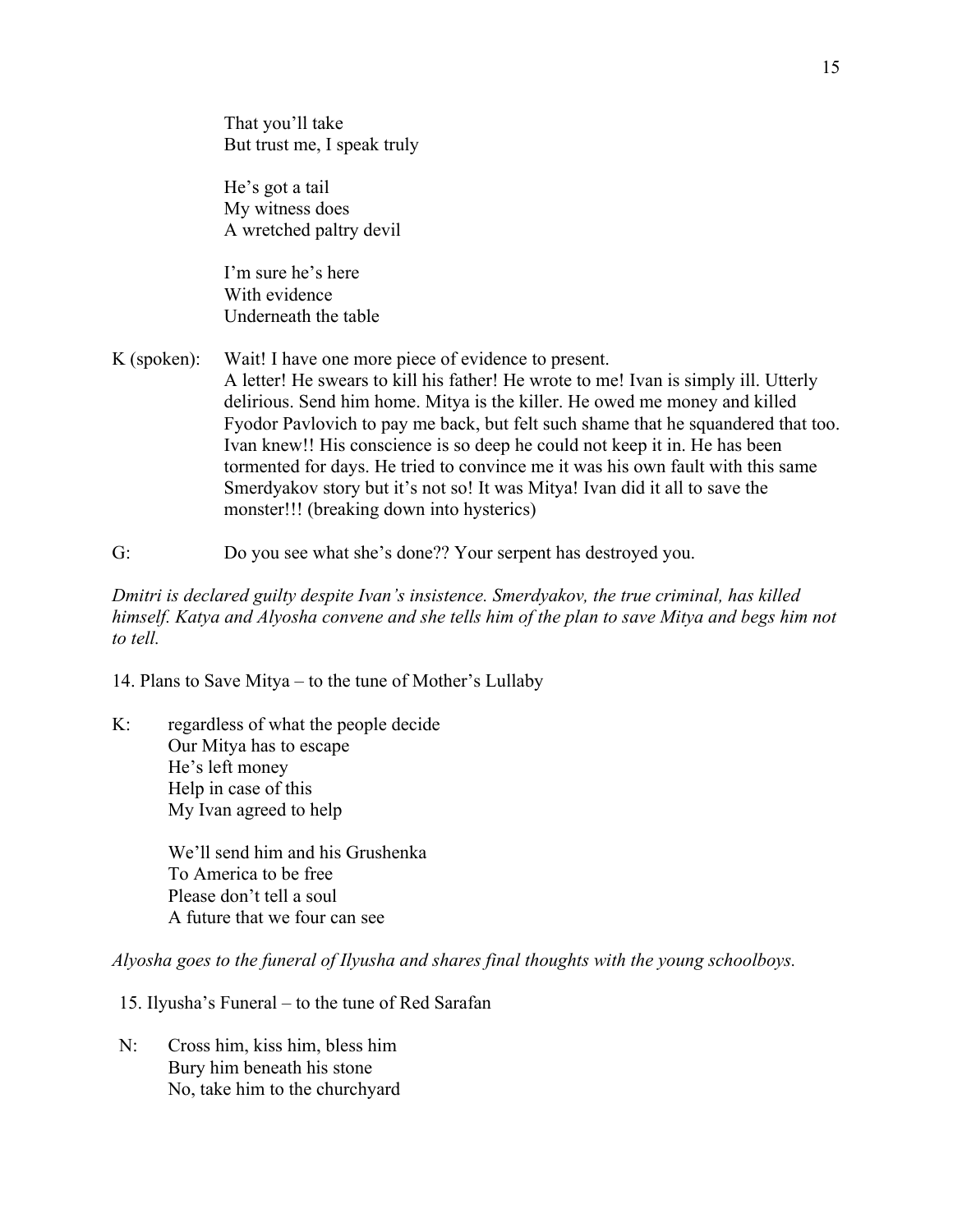That you'll take
But trust me, I speak truly

He's got a tail
My witness does
A wretched paltry devil

I'm sure he's here
With evidence
Underneath the table

K (spoken): Wait! I have one more piece of evidence to present. A letter! He swears to kill his father! He wrote to me! Ivan is simply ill. Utterly delirious. Send him home. Mitya is the killer. He owed me money and killed Fyodor Pavlovich to pay me back, but felt such shame that he squandered that too. Ivan knew!! His conscience is so deep he could not keep it in. He has been tormented for days. He tried to convince me it was his own fault with this same Smerdyakov story but it's not so! It was Mitya! Ivan did it all to save the monster!!! (breaking down into hysterics)

G: Do you see what she's done?? Your serpent has destroyed you.

*Dmitri is declared guilty despite Ivan's insistence. Smerdyakov, the true criminal, has killed himself. Katya and Alyosha convene and she tells him of the plan to save Mitya and begs him not to tell.*

14. Plans to Save Mitya – to the tune of Mother's Lullaby

K: regardless of what the people decide
Our Mitya has to escape
He's left money
Help in case of this
My Ivan agreed to help

We'll send him and his Grushenka
To America to be free
Please don't tell a soul
A future that we four can see

*Alyosha goes to the funeral of Ilyusha and shares final thoughts with the young schoolboys.*

15. Ilyusha's Funeral – to the tune of Red Sarafan

N: Cross him, kiss him, bless him
Bury him beneath his stone
No, take him to the churchyard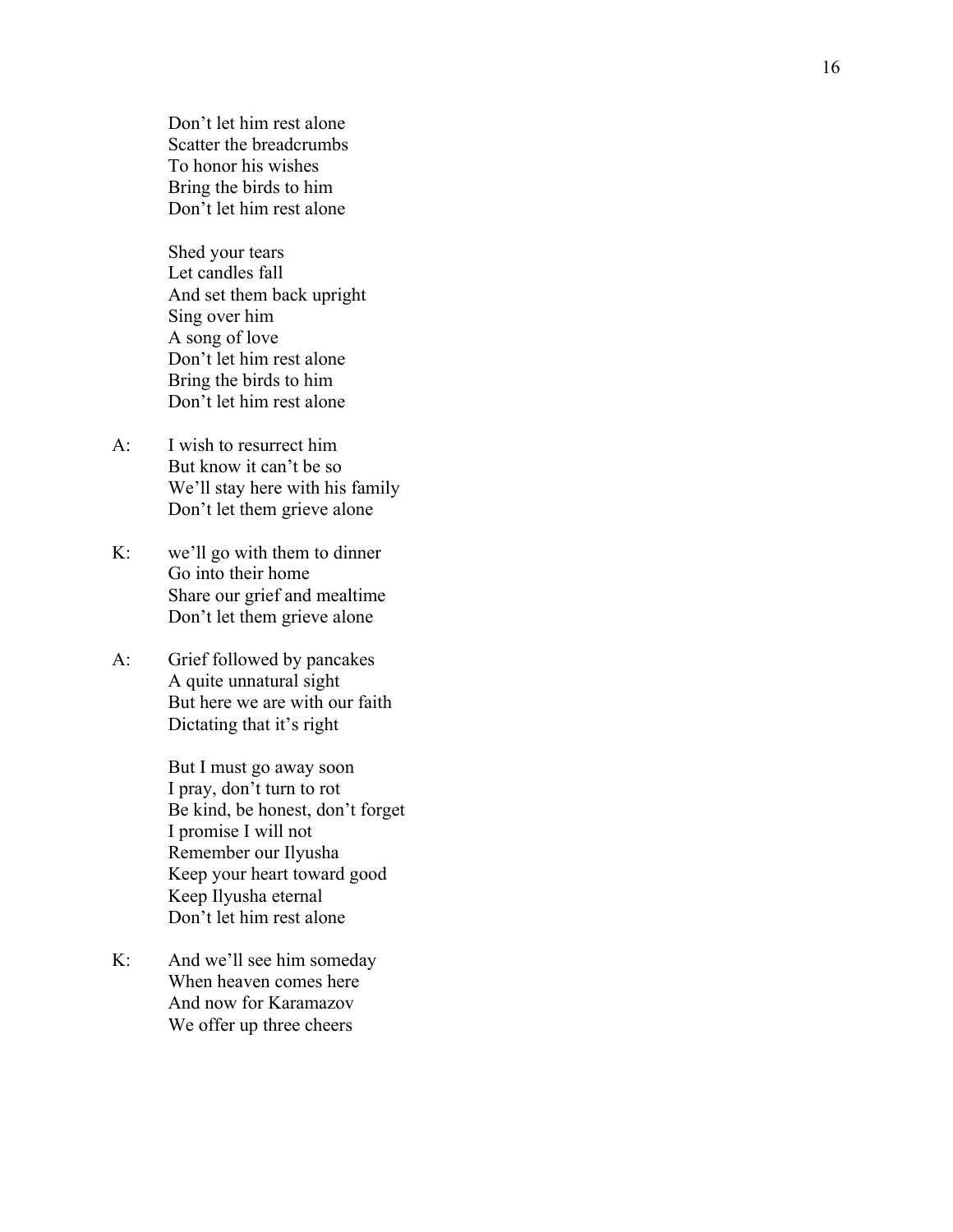Don't let him rest alone
Scatter the breadcrumbs
To honor his wishes
Bring the birds to him
Don't let him rest alone

Shed your tears
Let candles fall
And set them back upright
Sing over him
A song of love
Don't let him rest alone
Bring the birds to him
Don't let him rest alone

A: I wish to resurrect him
But know it can't be so
We'll stay here with his family
Don't let them grieve alone

K: we'll go with them to dinner
Go into their home
Share our grief and mealtime
Don't let them grieve alone

A: Grief followed by pancakes
A quite unnatural sight
But here we are with our faith
Dictating that it's right

But I must go away soon
I pray, don't turn to rot
Be kind, be honest, don't forget
I promise I will not
Remember our Ilyusha
Keep your heart toward good
Keep Ilyusha eternal
Don't let him rest alone

K: And we'll see him someday
When heaven comes here
And now for Karamazov
We offer up three cheers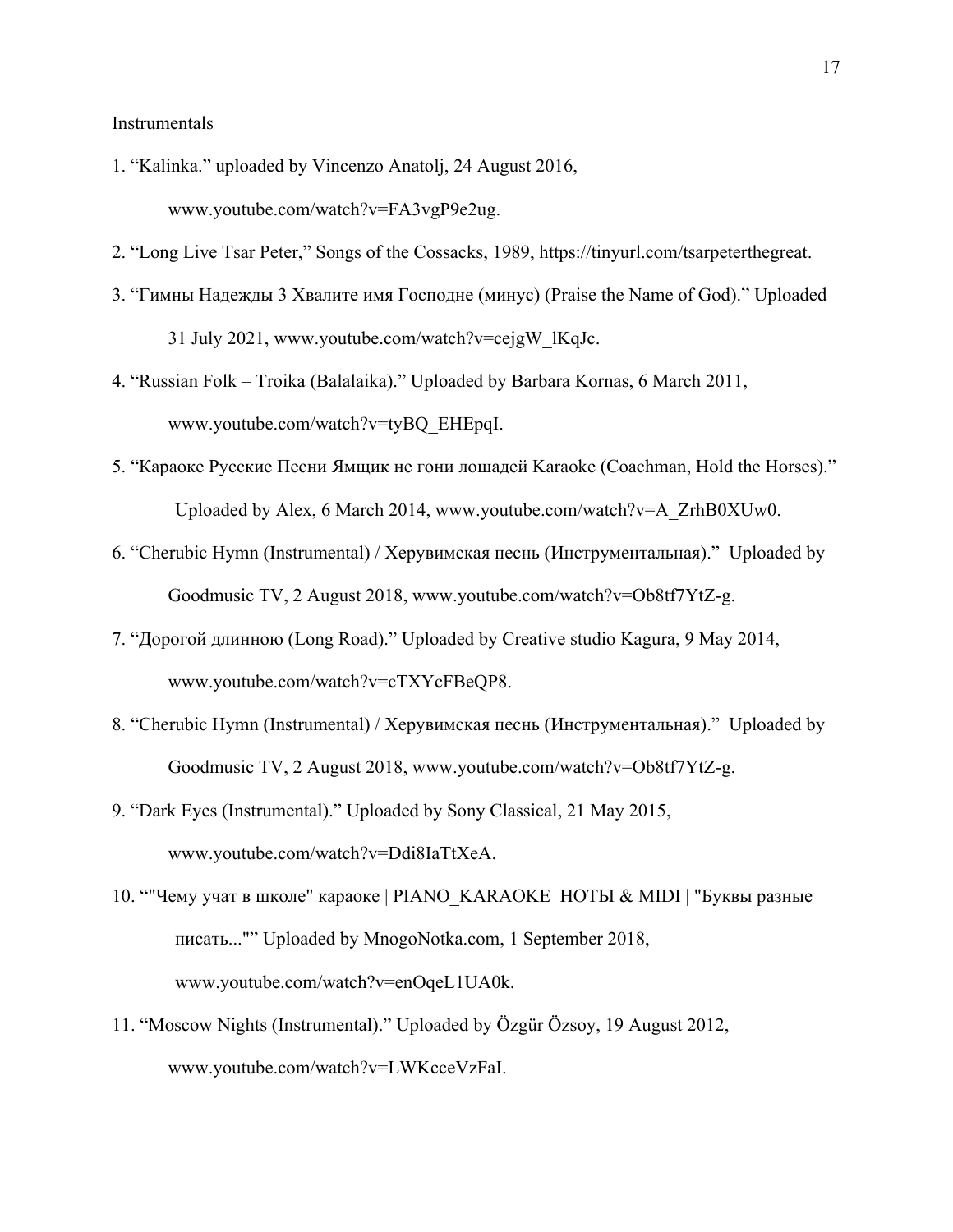Instrumentals

1. “Kalinka.” uploaded by Vincenzo Anatolj, 24 August 2016, www.youtube.com/watch?v=FA3vgP9e2ug.
2. “Long Live Tsar Peter,” Songs of the Cossacks, 1989, https://tinyurl.com/tsarpeterthegreat.
3. “Гимны Надежды 3 Хвалите имя Господне (минус) (Praise the Name of God).” Uploaded 31 July 2021, www.youtube.com/watch?v=cejgW_lKqJc.
4. “Russian Folk – Troika (Balalaika).” Uploaded by Barbara Kornas, 6 March 2011, www.youtube.com/watch?v=tyBQ_EHEpqI.
5. “Караоке Русские Песни Ямщик не гони лошадей Karaoke (Coachman, Hold the Horses).” Uploaded by Alex, 6 March 2014, www.youtube.com/watch?v=A_ZrhB0XUw0.
6. “Cherubic Hymn (Instrumental) / Херувимская песнь (Инструментальная).” Uploaded by Goodmusic TV, 2 August 2018, www.youtube.com/watch?v=Ob8tf7YtZ-g.
7. “Дорогой длинною (Long Road).” Uploaded by Creative studio Kagura, 9 May 2014, www.youtube.com/watch?v=cTXYcFBeQP8.
8. “Cherubic Hymn (Instrumental) / Херувимская песнь (Инструментальная).” Uploaded by Goodmusic TV, 2 August 2018, www.youtube.com/watch?v=Ob8tf7YtZ-g.
9. “Dark Eyes (Instrumental).” Uploaded by Sony Classical, 21 May 2015, www.youtube.com/watch?v=Ddi8IaTtXeA.
10. “"Чему учат в школе" караоке | PIANO_KARAOKE НОТЫ & MIDI | "Буквы разные писать..."” Uploaded by MnogoNotka.com, 1 September 2018, www.youtube.com/watch?v=enOqeL1UA0k.
11. “Moscow Nights (Instrumental).” Uploaded by Özgür Özsoy, 19 August 2012, www.youtube.com/watch?v=LWKcceVzFaI.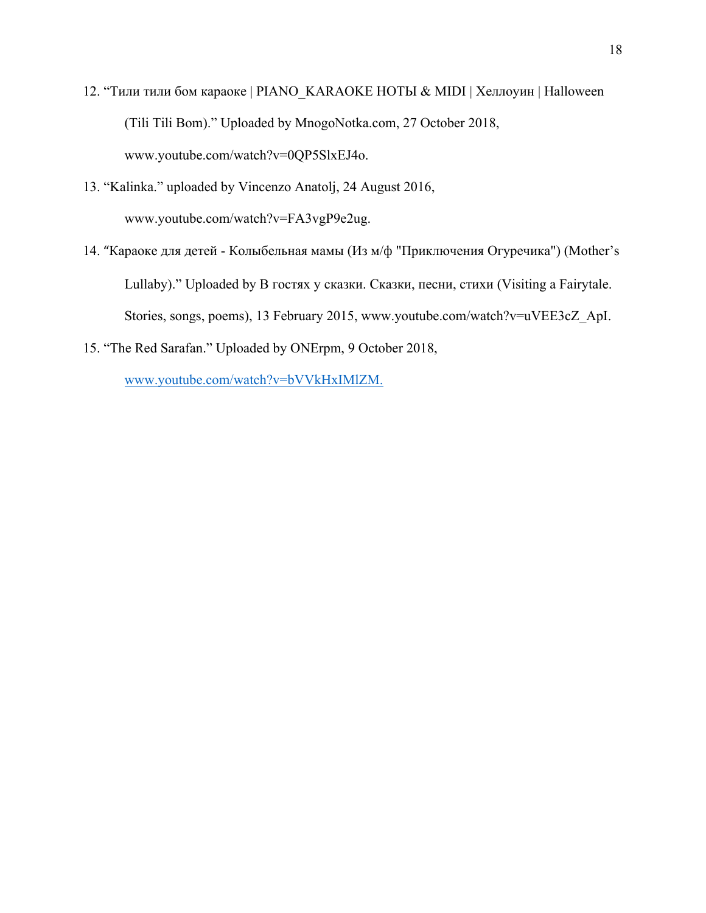12. “Тили тили бом караоке | PIANO_KARAOKE НОТЫ & MIDI | Хеллоуин | Halloween (Tili Tili Bom).” Uploaded by MnogoNotka.com, 27 October 2018, www.youtube.com/watch?v=0QP5SlxEJ4o.
13. “Kalinka.” uploaded by Vincenzo Anatolj, 24 August 2016, www.youtube.com/watch?v=FA3vgP9e2ug.
14. “Караоке для детей - Колыбельная мамы (Из м/ф "Приключения Огуречика") (Mother’s Lullaby).” Uploaded by В гостях у сказки. Сказки, песни, стихи (Visiting a Fairytale. Stories, songs, poems), 13 February 2015, www.youtube.com/watch?v=uVEE3cZ_ApI.
15. “The Red Sarafan.” Uploaded by ONErpm, 9 October 2018, www.youtube.com/watch?v=bVVkHxIMlZM.